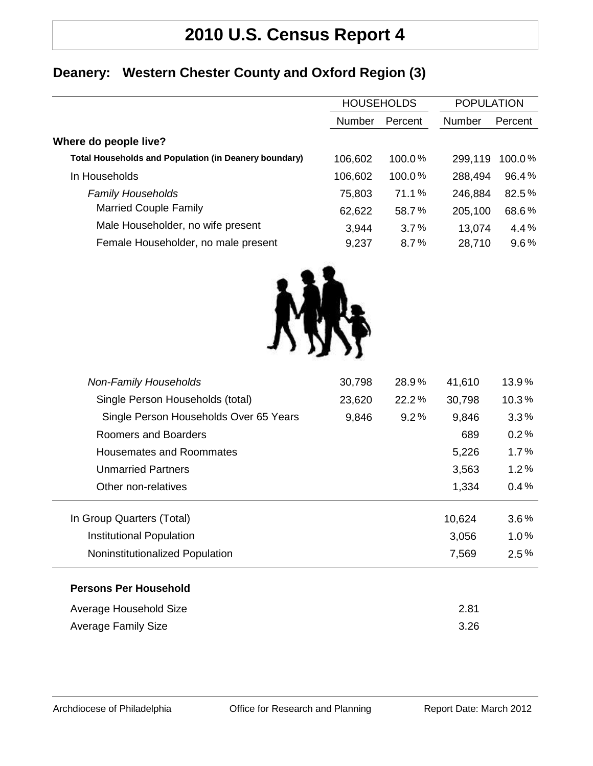# 2010 U.S. Census Report 4

## Deanery: Western Chester County and Oxford Region (3)

| | HOUSEHOLDS | | POPULATION | |
|---|---|---|---|---|
| | Number | Percent | Number | Percent |
| **Where do people live?** | | | | |
| **Total Households and Population (in Deanery boundary)** | 106,602 | 100.0% | 299,119 | 100.0% |
| In Households | 106,602 | 100.0% | 288,494 | 96.4% |
| *Family Households* | 75,803 | 71.1% | 246,884 | 82.5% |
| Married Couple Family | 62,622 | 58.7% | 205,100 | 68.6% |
| Male Householder, no wife present | 3,944 | 3.7% | 13,074 | 4.4% |
| Female Householder, no male present | 9,237 | 8.7% | 28,710 | 9.6% |
| *Non-Family Households* | 30,798 | 28.9% | 41,610 | 13.9% |
| Single Person Households (total) | 23,620 | 22.2% | 30,798 | 10.3% |
| Single Person Households Over 65 Years | 9,846 | 9.2% | 9,846 | 3.3% |
| Roomers and Boarders | | | 689 | 0.2% |
| Housemates and Roommates | | | 5,226 | 1.7% |
| Unmarried Partners | | | 3,563 | 1.2% |
| Other non-relatives | | | 1,334 | 0.4% |
| In Group Quarters (Total) | | | 10,624 | 3.6% |
| Institutional Population | | | 3,056 | 1.0% |
| Noninstitutionalized Population | | | 7,569 | 2.5% |

**Persons Per Household**

| | |
|---|---|
| Average Household Size | 2.81 |
| Average Family Size | 3.26 |

Archdiocese of Philadelphia — Office for Research and Planning — Report Date: March 2012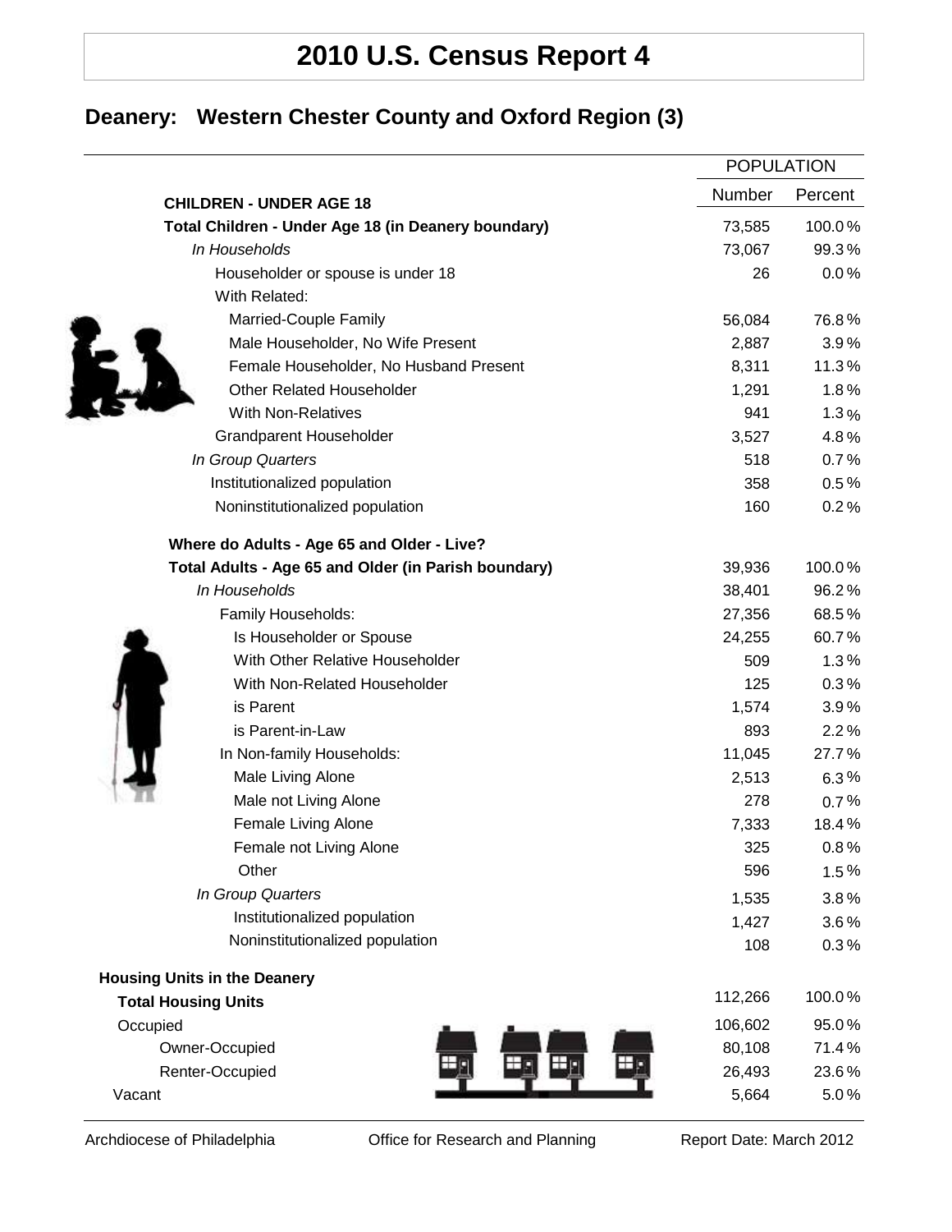# 2010 U.S. Census Report 4

## Deanery: Western Chester County and Oxford Region (3)

| | POPULATION | |
|---|---|---|
| **CHILDREN - UNDER AGE 18** | Number | Percent |
| **Total Children - Under Age 18 (in Deanery boundary)** | 73,585 | 100.0 % |
| *In Households* | 73,067 | 99.3 % |
| Householder or spouse is under 18 | 26 | 0.0 % |
| With Related: | | |
| Married-Couple Family | 56,084 | 76.8 % |
| Male Householder, No Wife Present | 2,887 | 3.9 % |
| Female Householder, No Husband Present | 8,311 | 11.3 % |
| Other Related Householder | 1,291 | 1.8 % |
| With Non-Relatives | 941 | 1.3 % |
| Grandparent Householder | 3,527 | 4.8 % |
| *In Group Quarters* | 518 | 0.7 % |
| Institutionalized population | 358 | 0.5 % |
| Noninstitutionalized population | 160 | 0.2 % |
| **Where do Adults - Age 65 and Older - Live?** | | |
| **Total Adults - Age 65 and Older (in Parish boundary)** | 39,936 | 100.0 % |
| *In Households* | 38,401 | 96.2 % |
| Family Households: | 27,356 | 68.5 % |
| Is Householder or Spouse | 24,255 | 60.7 % |
| With Other Relative Householder | 509 | 1.3 % |
| With Non-Related Householder | 125 | 0.3 % |
| is Parent | 1,574 | 3.9 % |
| is Parent-in-Law | 893 | 2.2 % |
| In Non-family Households: | 11,045 | 27.7 % |
| Male Living Alone | 2,513 | 6.3 % |
| Male not Living Alone | 278 | 0.7 % |
| Female Living Alone | 7,333 | 18.4 % |
| Female not Living Alone | 325 | 0.8 % |
| Other | 596 | 1.5 % |
| *In Group Quarters* | 1,535 | 3.8 % |
| Institutionalized population | 1,427 | 3.6 % |
| Noninstitutionalized population | 108 | 0.3 % |
| **Housing Units in the Deanery** | | |
| **Total Housing Units** | 112,266 | 100.0 % |
| Occupied | 106,602 | 95.0 % |
| Owner-Occupied | 80,108 | 71.4 % |
| Renter-Occupied | 26,493 | 23.6 % |
| Vacant | 5,664 | 5.0 % |

Archdiocese of Philadelphia | Office for Research and Planning | Report Date: March 2012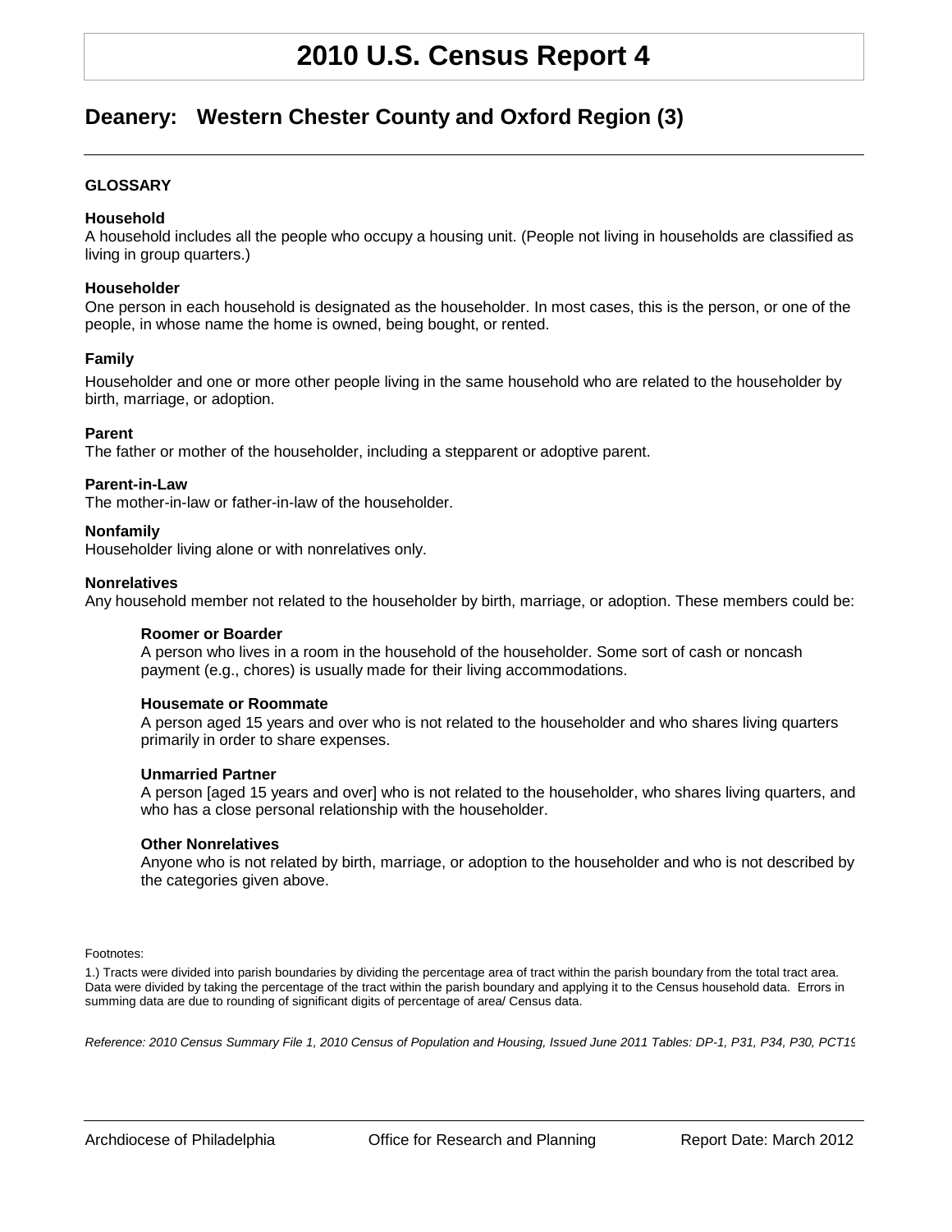# 2010 U.S. Census Report 4

## Deanery: Western Chester County and Oxford Region (3)

**GLOSSARY**

**Household**
A household includes all the people who occupy a housing unit. (People not living in households are classified as living in group quarters.)

**Householder**
One person in each household is designated as the householder. In most cases, this is the person, or one of the people, in whose name the home is owned, being bought, or rented.

**Family**
Householder and one or more other people living in the same household who are related to the householder by birth, marriage, or adoption.

**Parent**
The father or mother of the householder, including a stepparent or adoptive parent.

**Parent-in-Law**
The mother-in-law or father-in-law of the householder.

**Nonfamily**
Householder living alone or with nonrelatives only.

**Nonrelatives**
Any household member not related to the householder by birth, marriage, or adoption. These members could be:

> **Roomer or Boarder**
> A person who lives in a room in the household of the householder. Some sort of cash or noncash payment (e.g., chores) is usually made for their living accommodations.
>
> **Housemate or Roommate**
> A person aged 15 years and over who is not related to the householder and who shares living quarters primarily in order to share expenses.
>
> **Unmarried Partner**
> A person [aged 15 years and over] who is not related to the householder, who shares living quarters, and who has a close personal relationship with the householder.
>
> **Other Nonrelatives**
> Anyone who is not related by birth, marriage, or adoption to the householder and who is not described by the categories given above.

Footnotes:

1.) Tracts were divided into parish boundaries by dividing the percentage area of tract within the parish boundary from the total tract area. Data were divided by taking the percentage of the tract within the parish boundary and applying it to the Census household data. Errors in summing data are due to rounding of significant digits of percentage of area/ Census data.

*Reference: 2010 Census Summary File 1, 2010 Census of Population and Housing, Issued June 2011 Tables: DP-1, P31, P34, P30, PCT19*

Archdiocese of Philadelphia Office for Research and Planning Report Date: March 2012